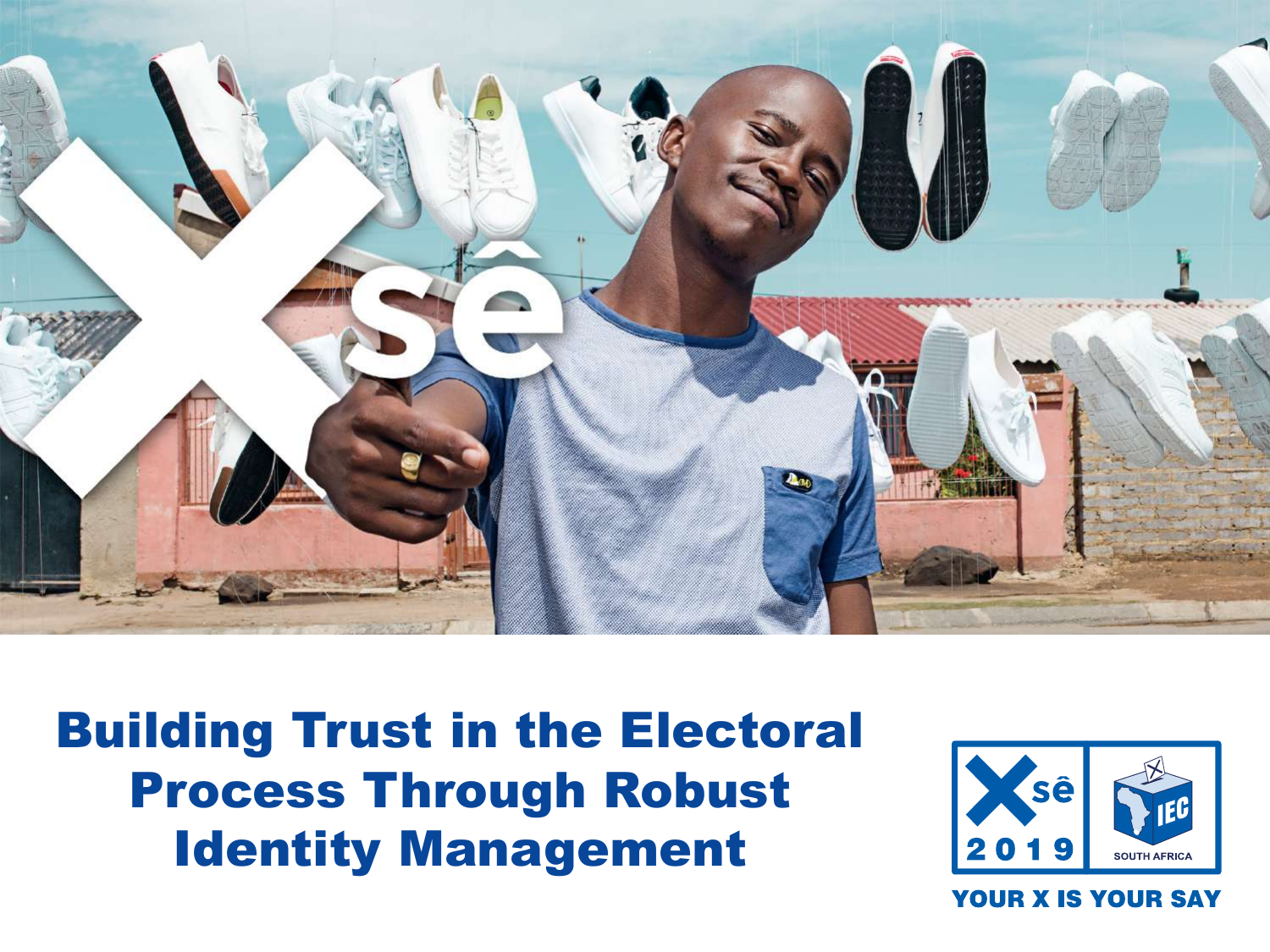# Building Trust in the Electoral Process Through Robust Identity Management

Xsê 2019

IEC SOUTH AFRICA

YOUR X IS YOUR SAY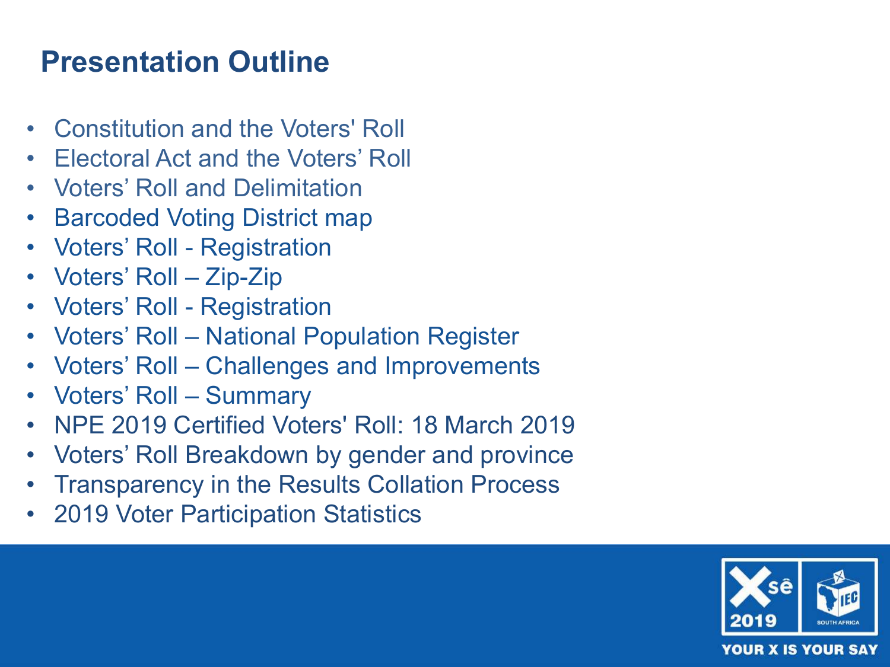# Presentation Outline

- Constitution and the Voters' Roll
- Electoral Act and the Voters’ Roll
- Voters’ Roll and Delimitation
- Barcoded Voting District map
- Voters’ Roll - Registration
- Voters’ Roll – Zip-Zip
- Voters’ Roll - Registration
- Voters’ Roll – National Population Register
- Voters’ Roll – Challenges and Improvements
- Voters’ Roll – Summary
- NPE 2019 Certified Voters' Roll: 18 March 2019
- Voters’ Roll Breakdown by gender and province
- Transparency in the Results Collation Process
- 2019 Voter Participation Statistics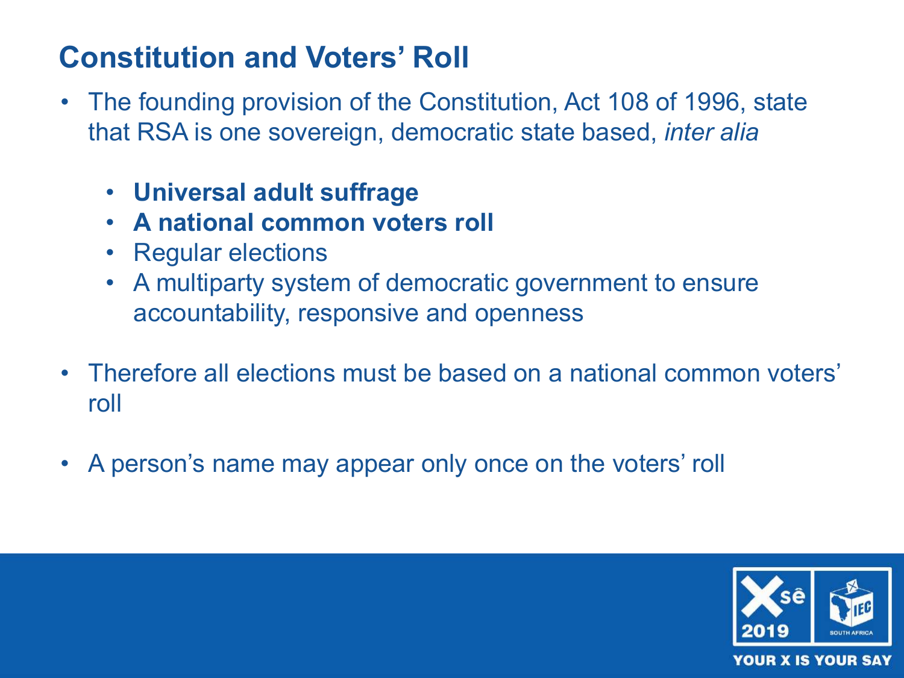# Constitution and Voters' Roll

- The founding provision of the Constitution, Act 108 of 1996, state that RSA is one sovereign, democratic state based, *inter alia*
  - **Universal adult suffrage**
  - **A national common voters roll**
  - Regular elections
  - A multiparty system of democratic government to ensure accountability, responsive and openness
- Therefore all elections must be based on a national common voters' roll
- A person's name may appear only once on the voters' roll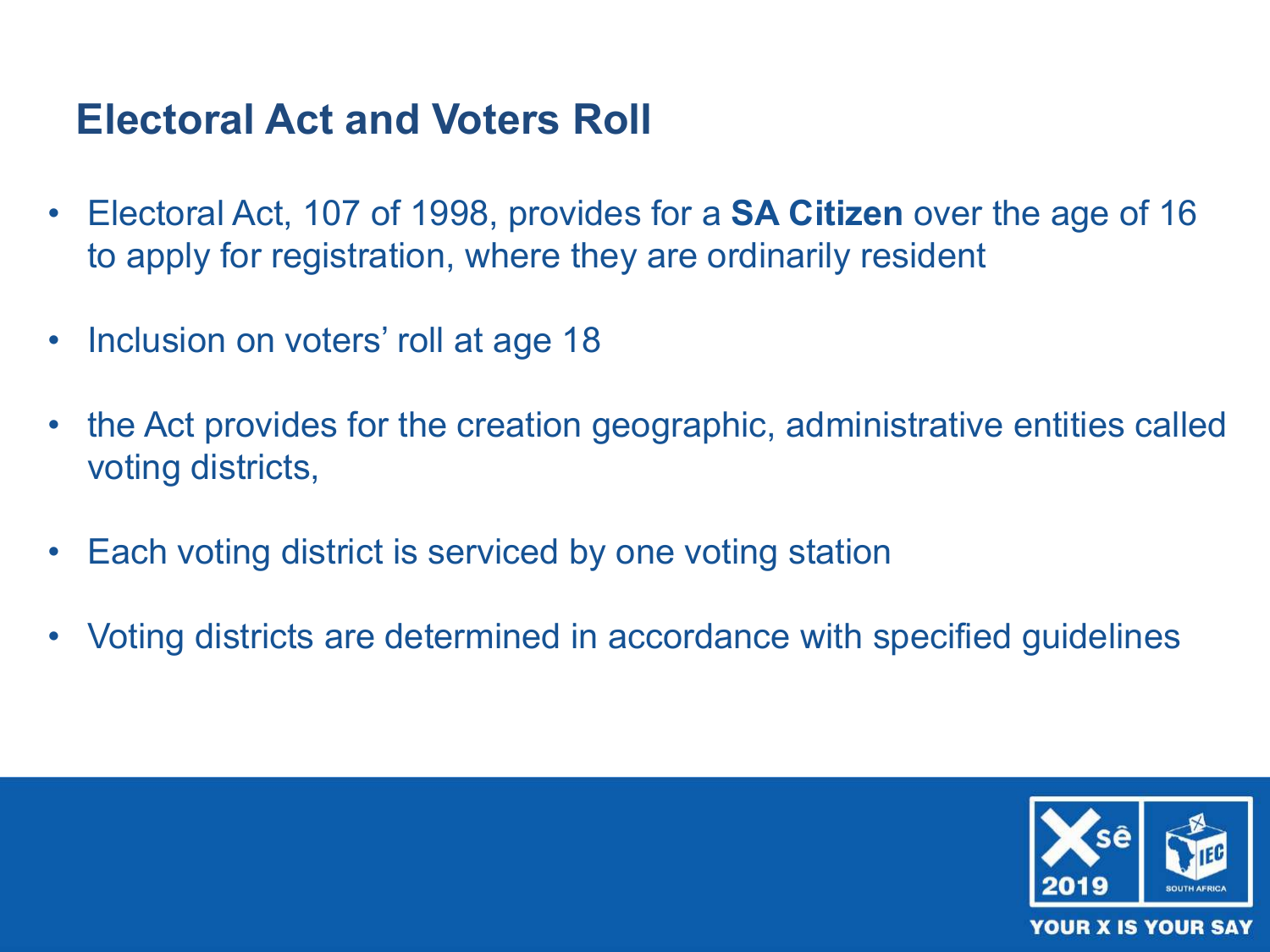## Electoral Act and Voters Roll

- Electoral Act, 107 of 1998, provides for a **SA Citizen** over the age of 16 to apply for registration, where they are ordinarily resident
- Inclusion on voters' roll at age 18
- the Act provides for the creation geographic, administrative entities called voting districts,
- Each voting district is serviced by one voting station
- Voting districts are determined in accordance with specified guidelines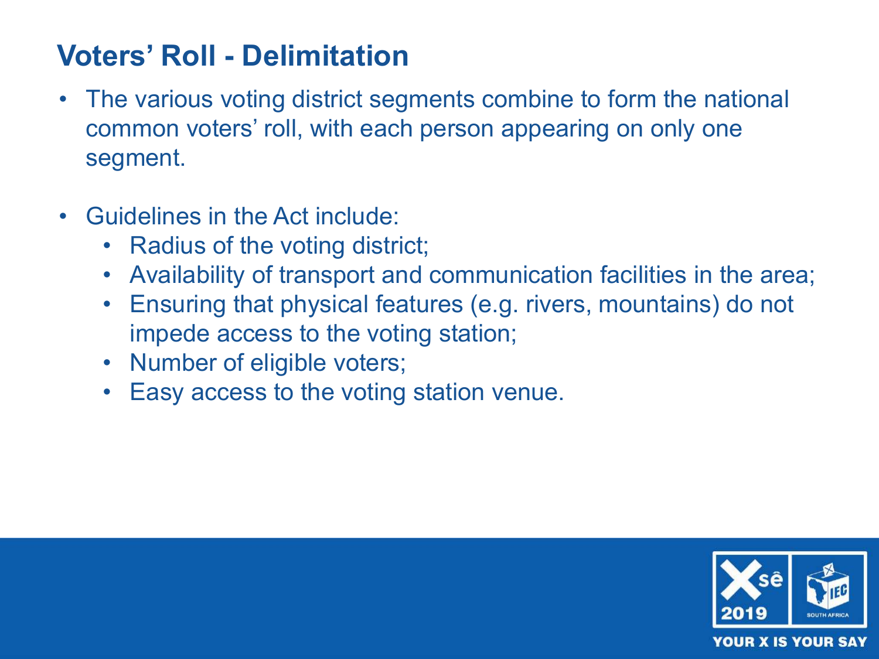# Voters' Roll - Delimitation

- The various voting district segments combine to form the national common voters' roll, with each person appearing on only one segment.
- Guidelines in the Act include:
  - Radius of the voting district;
  - Availability of transport and communication facilities in the area;
  - Ensuring that physical features (e.g. rivers, mountains) do not impede access to the voting station;
  - Number of eligible voters;
  - Easy access to the voting station venue.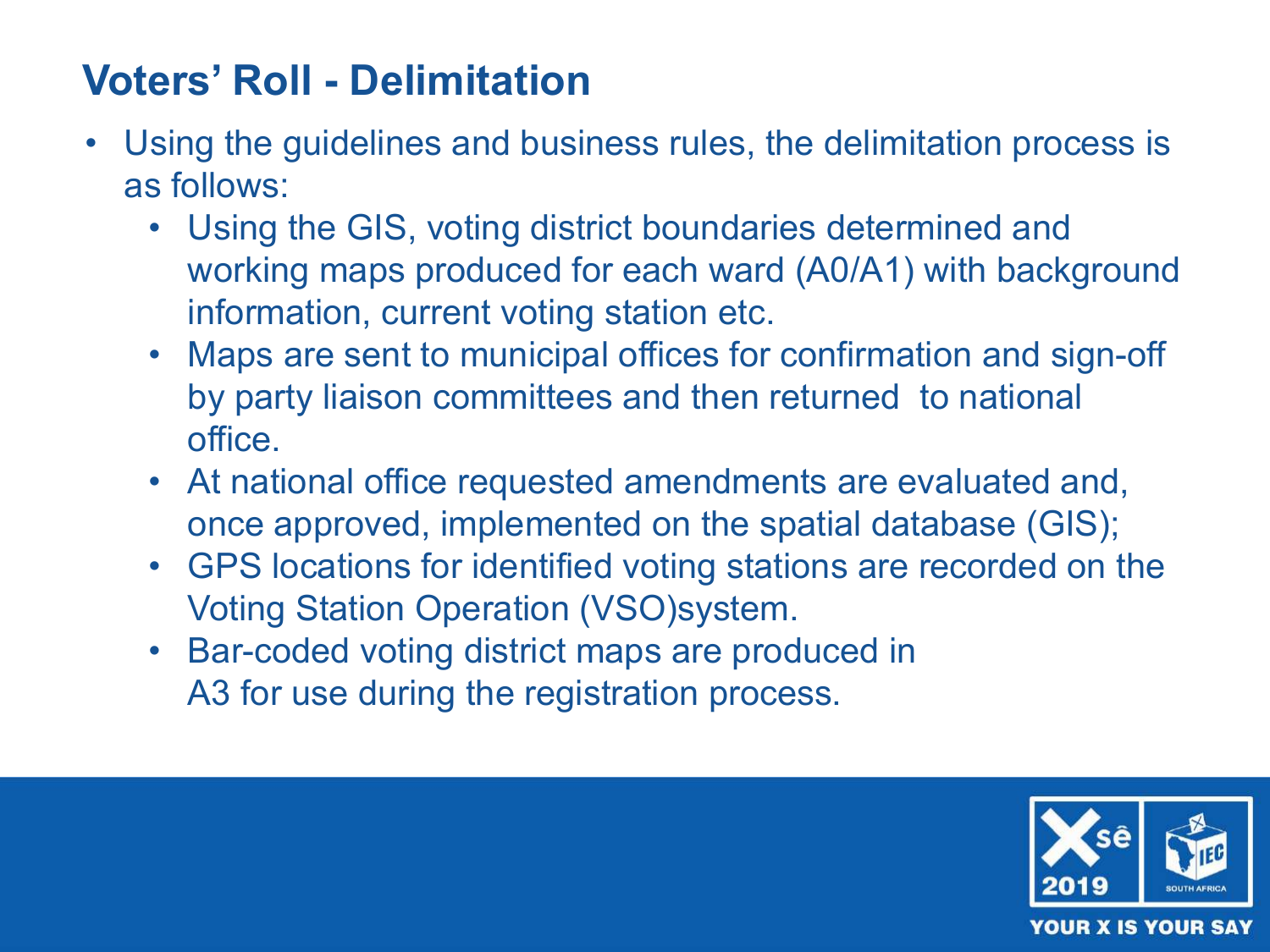# Voters' Roll - Delimitation

- Using the guidelines and business rules, the delimitation process is as follows:
  - Using the GIS, voting district boundaries determined and working maps produced for each ward (A0/A1) with background information, current voting station etc.
  - Maps are sent to municipal offices for confirmation and sign-off by party liaison committees and then returned to national office.
  - At national office requested amendments are evaluated and, once approved, implemented on the spatial database (GIS);
  - GPS locations for identified voting stations are recorded on the Voting Station Operation (VSO)system.
  - Bar-coded voting district maps are produced in A3 for use during the registration process.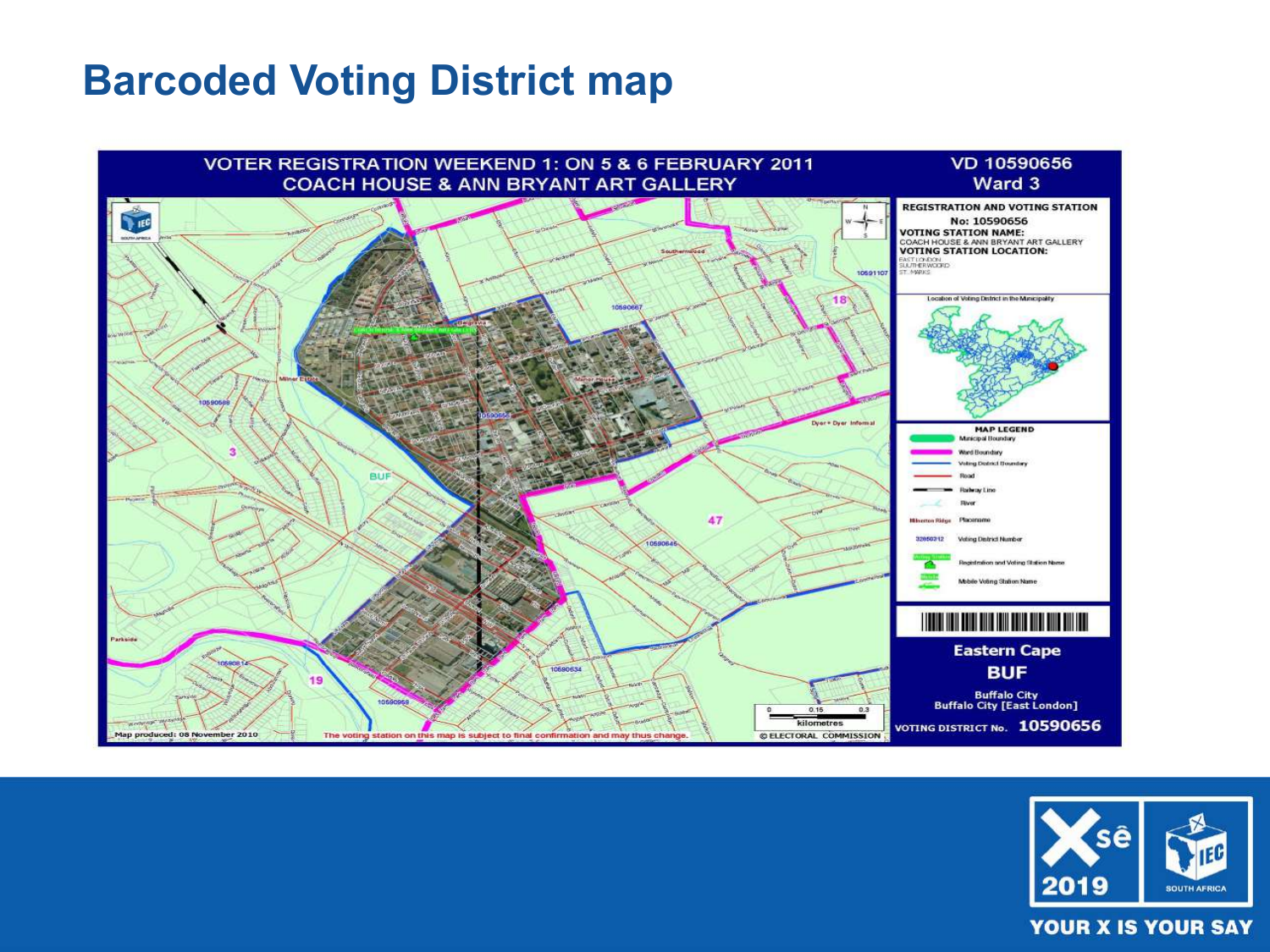# Barcoded Voting District map

VOTER REGISTRATION WEEKEND 1: ON 5 & 6 FEBRUARY 2011
COACH HOUSE & ANN BRYANT ART GALLERY

VD 10590656
Ward 3

REGISTRATION AND VOTING STATION
No: 10590656
VOTING STATION NAME:
COACH HOUSE & ANN BRYANT ART GALLERY
VOTING STATION LOCATION:
EAST LONDON
SOUTHERNWOOD
ST. MARKS

Location of Voting District in the Municipality

MAP LEGEND
- Municipal Boundary
- Ward Boundary
- Voting District Boundary
- Road
- Railway Line
- River
- Placename
- Voting District Number
- Registration and Voting Station Name
- Mobile Voting Station Name

Eastern Cape
BUF
Buffalo City
Buffalo City [East London]

VOTING DISTRICT No. 10590656

Map produced: 08 November 2010

The voting station on this map is subject to final confirmation and may thus change.

© ELECTORAL COMMISSION

YOUR X IS YOUR SAY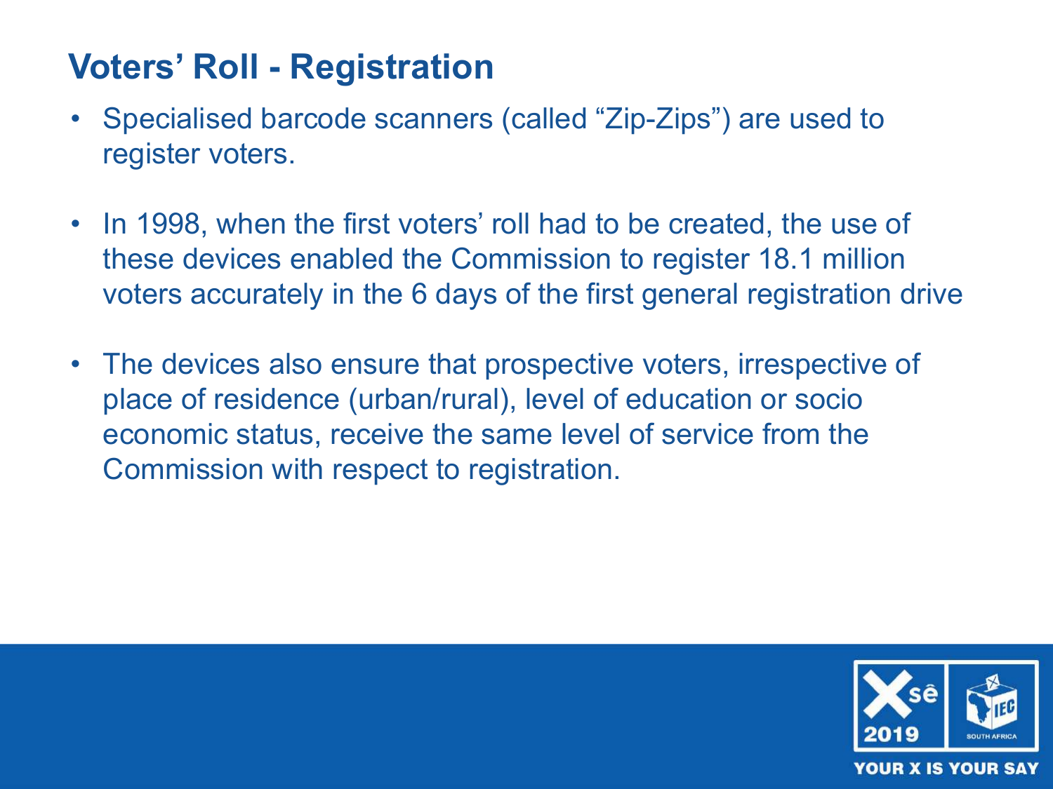# Voters' Roll - Registration

- Specialised barcode scanners (called "Zip-Zips") are used to register voters.
- In 1998, when the first voters' roll had to be created, the use of these devices enabled the Commission to register 18.1 million voters accurately in the 6 days of the first general registration drive
- The devices also ensure that prospective voters, irrespective of place of residence (urban/rural), level of education or socio economic status, receive the same level of service from the Commission with respect to registration.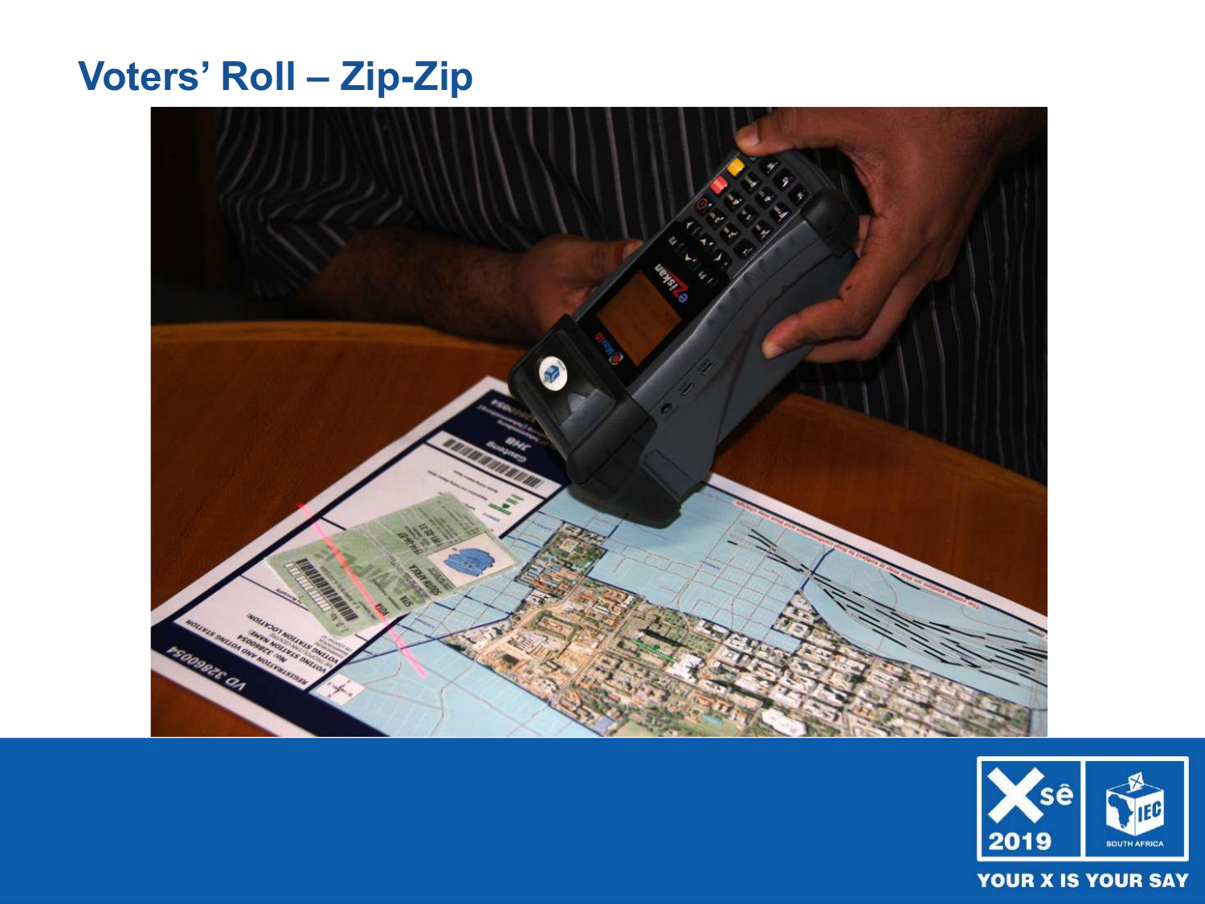## Voters' Roll – Zip-Zip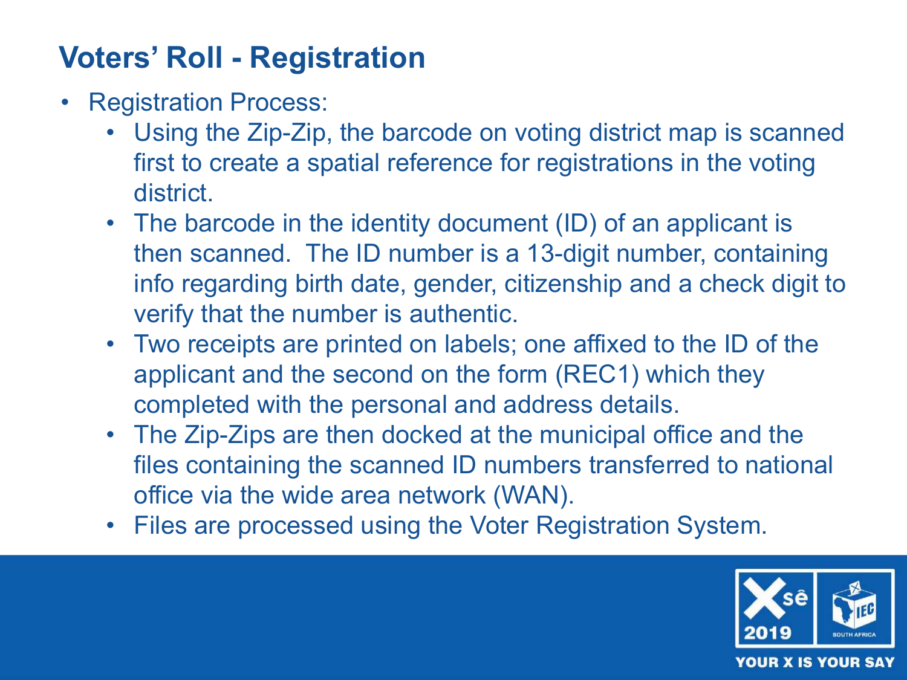## Voters' Roll - Registration

- Registration Process:
  - Using the Zip-Zip, the barcode on voting district map is scanned first to create a spatial reference for registrations in the voting district.
  - The barcode in the identity document (ID) of an applicant is then scanned. The ID number is a 13-digit number, containing info regarding birth date, gender, citizenship and a check digit to verify that the number is authentic.
  - Two receipts are printed on labels; one affixed to the ID of the applicant and the second on the form (REC1) which they completed with the personal and address details.
  - The Zip-Zips are then docked at the municipal office and the files containing the scanned ID numbers transferred to national office via the wide area network (WAN).
  - Files are processed using the Voter Registration System.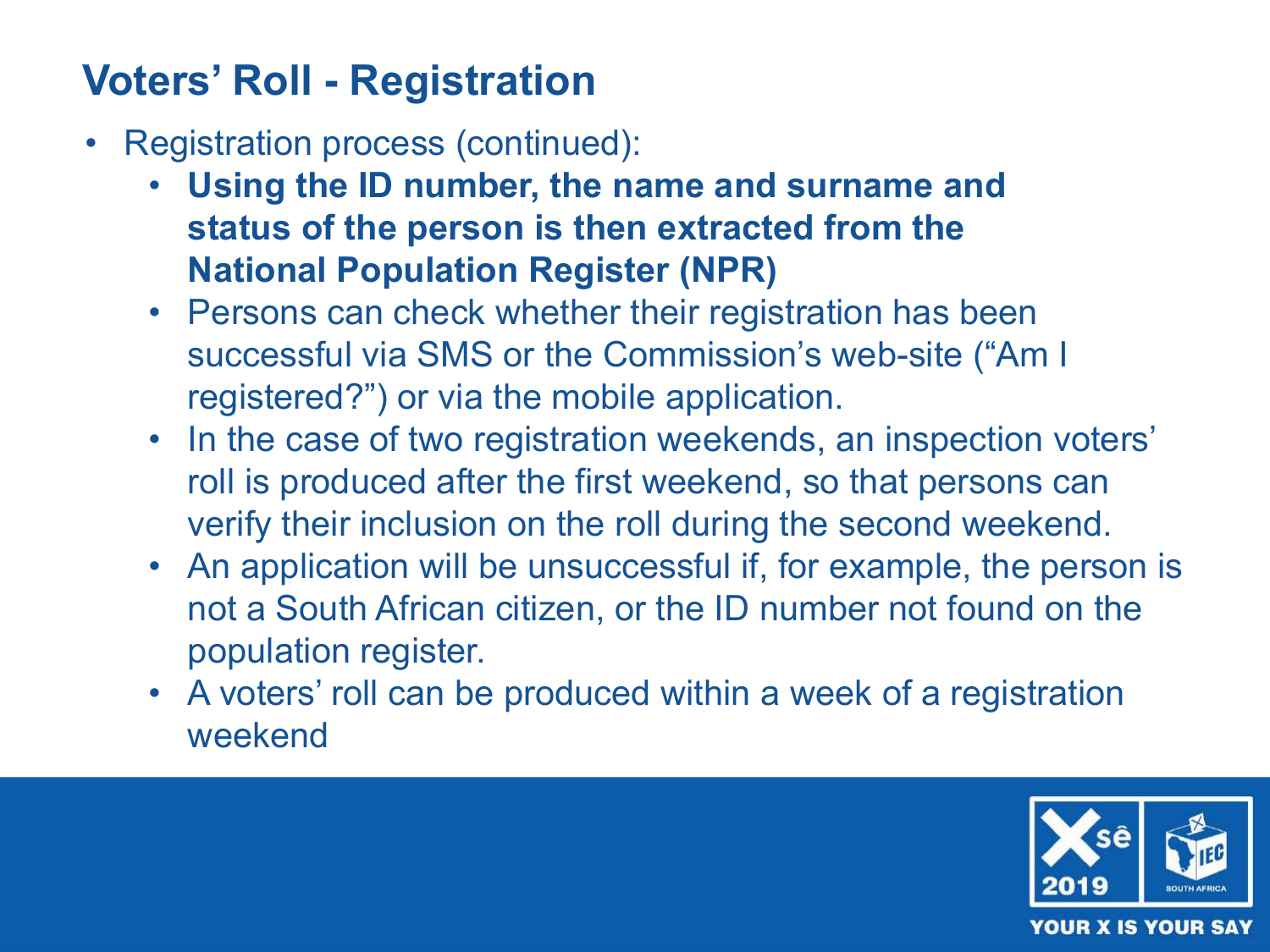## Voters' Roll - Registration

- Registration process (continued):
  - **Using the ID number, the name and surname and status of the person is then extracted from the National Population Register (NPR)**
  - Persons can check whether their registration has been successful via SMS or the Commission's web-site ("Am I registered?") or via the mobile application.
  - In the case of two registration weekends, an inspection voters' roll is produced after the first weekend, so that persons can verify their inclusion on the roll during the second weekend.
  - An application will be unsuccessful if, for example, the person is not a South African citizen, or the ID number not found on the population register.
  - A voters' roll can be produced within a week of a registration weekend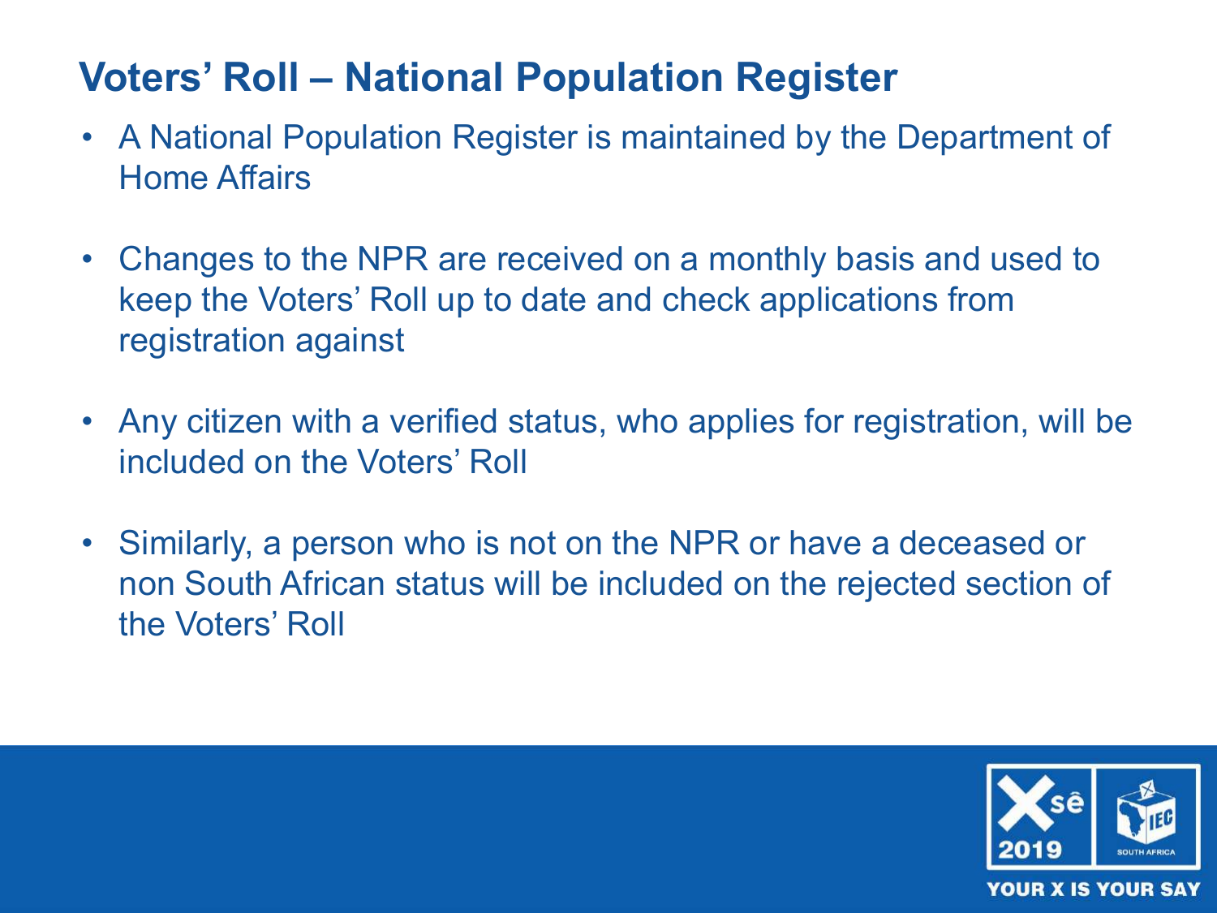## Voters' Roll – National Population Register

- A National Population Register is maintained by the Department of Home Affairs
- Changes to the NPR are received on a monthly basis and used to keep the Voters' Roll up to date and check applications from registration against
- Any citizen with a verified status, who applies for registration, will be included on the Voters' Roll
- Similarly, a person who is not on the NPR or have a deceased or non South African status will be included on the rejected section of the Voters' Roll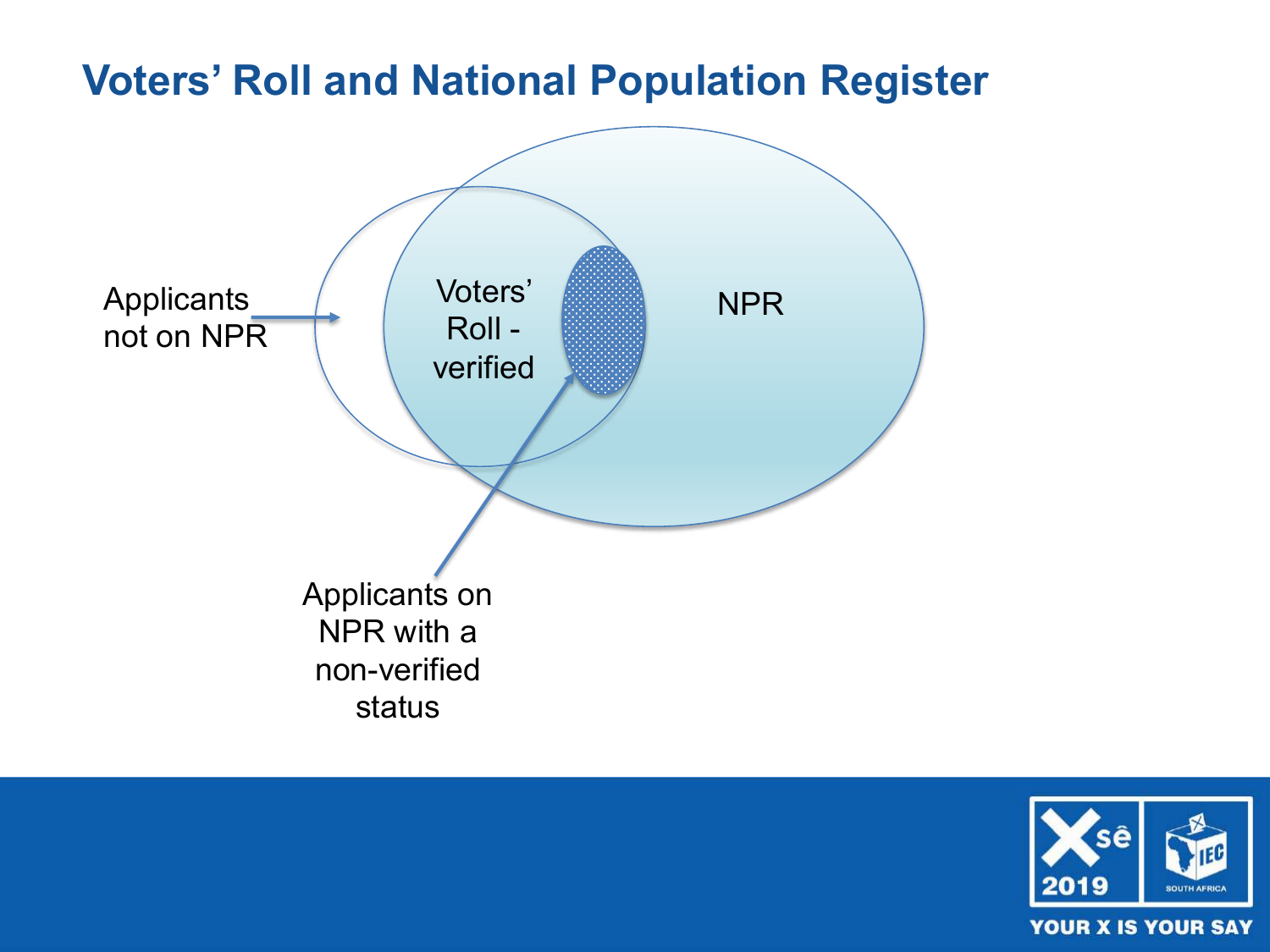# Voters' Roll and National Population Register

Applicants not on NPR

Voters' Roll - verified

NPR

Applicants on NPR with a non-verified status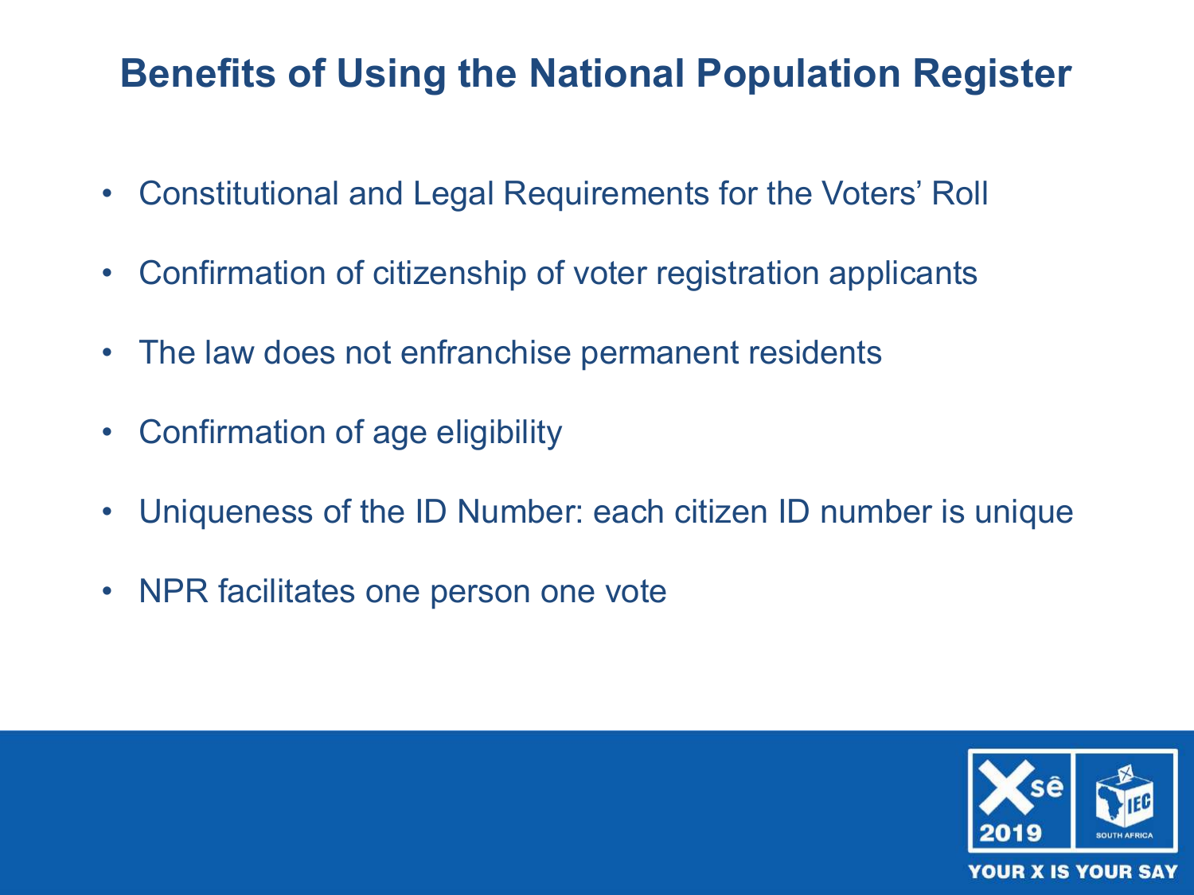# Benefits of Using the National Population Register

- Constitutional and Legal Requirements for the Voters' Roll
- Confirmation of citizenship of voter registration applicants
- The law does not enfranchise permanent residents
- Confirmation of age eligibility
- Uniqueness of the ID Number: each citizen ID number is unique
- NPR facilitates one person one vote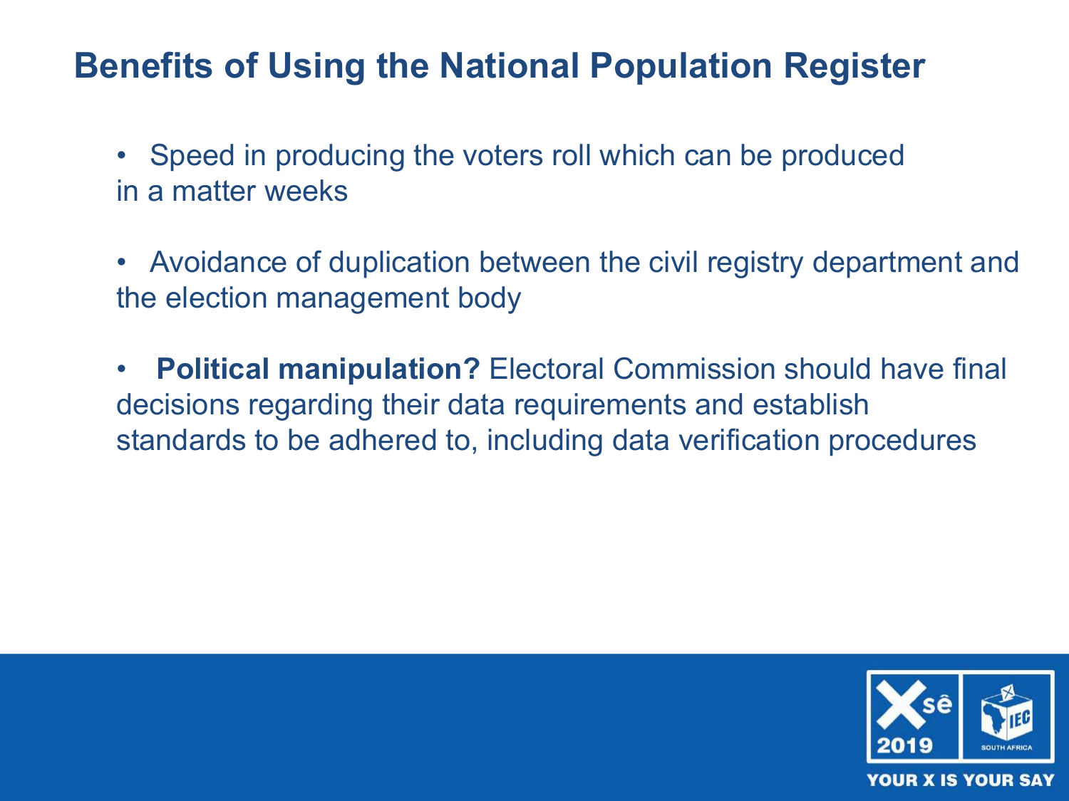## Benefits of Using the National Population Register

- Speed in producing the voters roll which can be produced in a matter weeks
- Avoidance of duplication between the civil registry department and the election management body
- **Political manipulation?** Electoral Commission should have final decisions regarding their data requirements and establish standards to be adhered to, including data verification procedures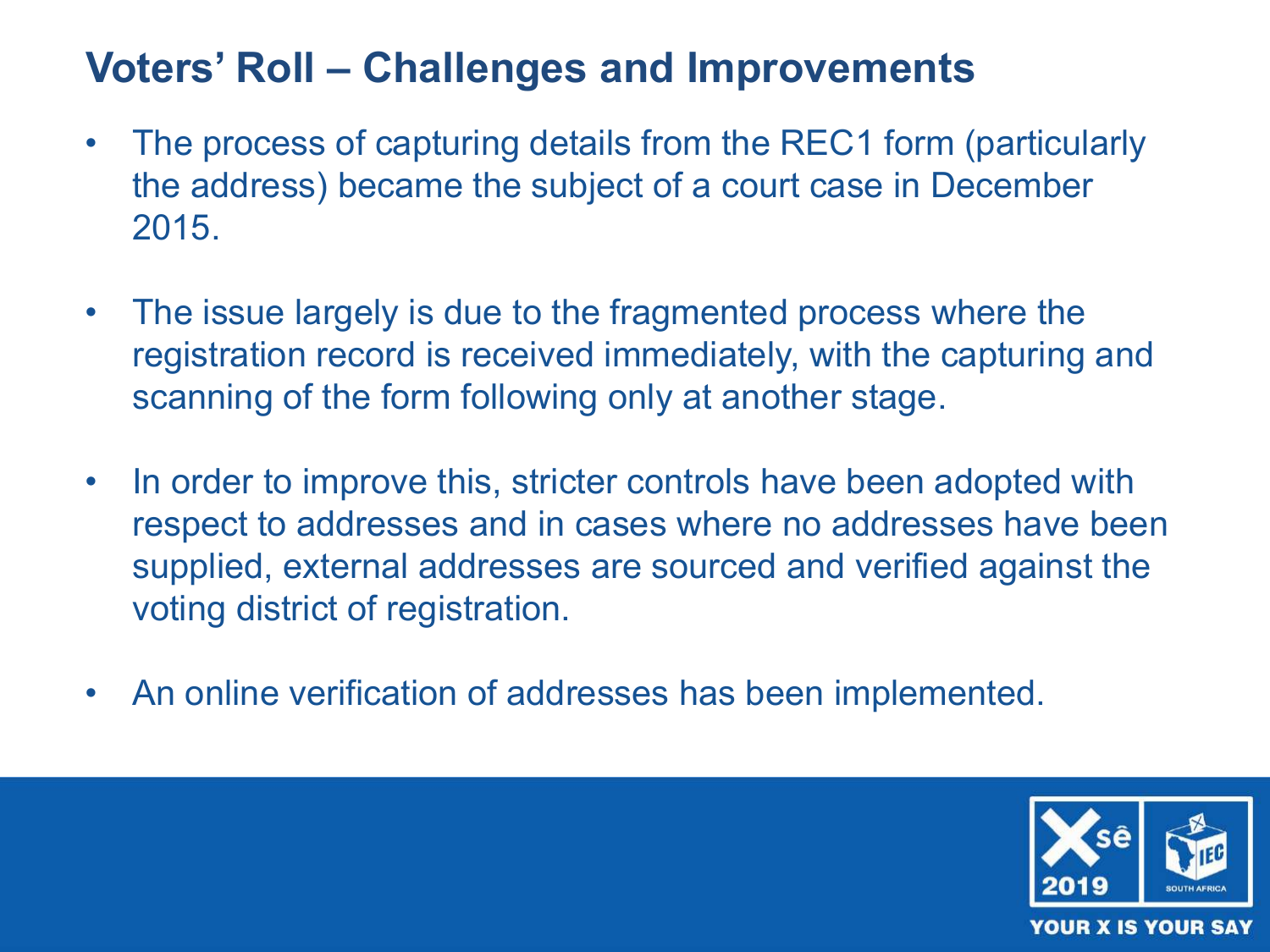# Voters' Roll – Challenges and Improvements

- The process of capturing details from the REC1 form (particularly the address) became the subject of a court case in December 2015.
- The issue largely is due to the fragmented process where the registration record is received immediately, with the capturing and scanning of the form following only at another stage.
- In order to improve this, stricter controls have been adopted with respect to addresses and in cases where no addresses have been supplied, external addresses are sourced and verified against the voting district of registration.
- An online verification of addresses has been implemented.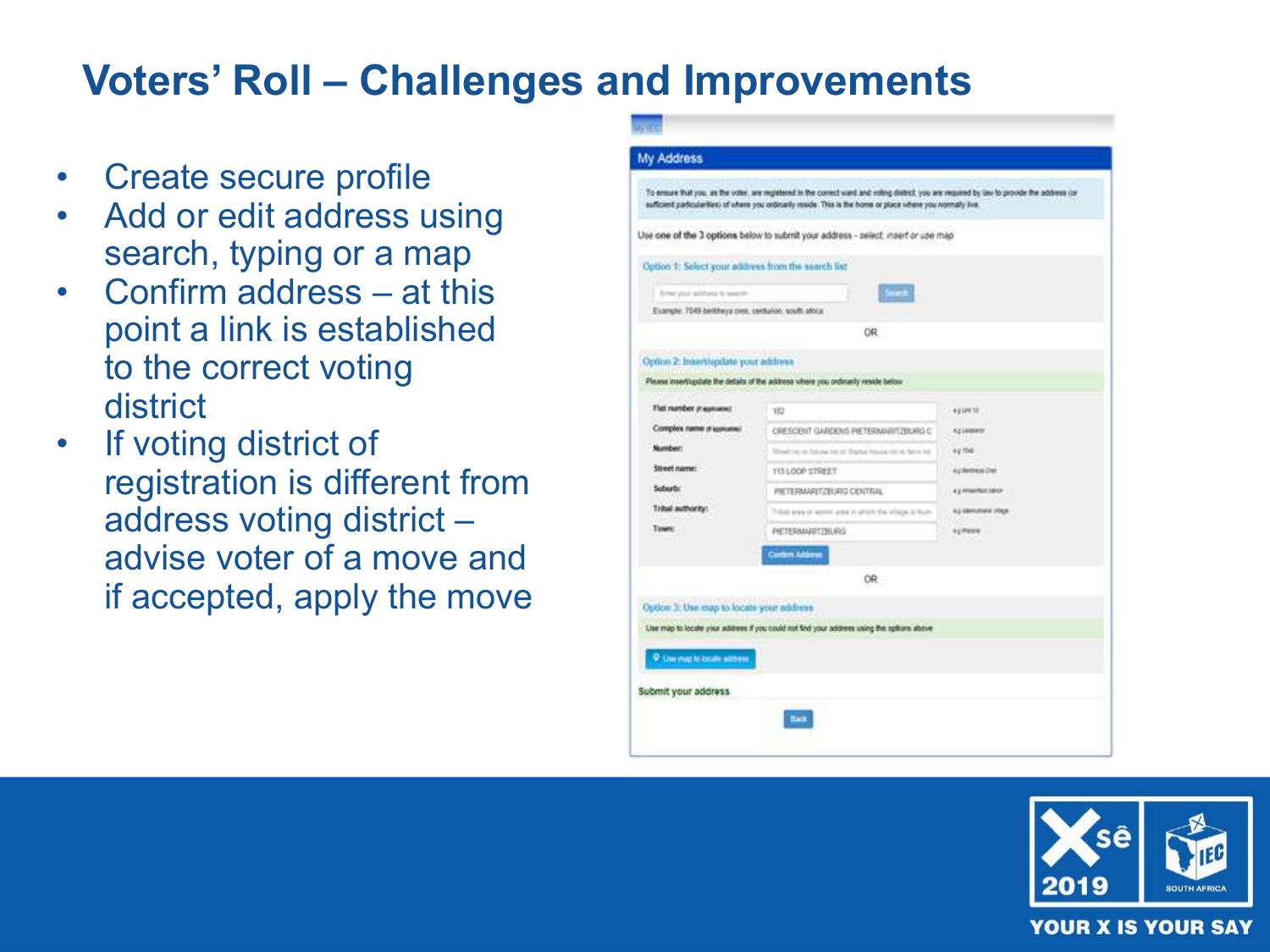# Voters' Roll – Challenges and Improvements

- Create secure profile
- Add or edit address using search, typing or a map
- Confirm address – at this point a link is established to the correct voting district
- If voting district of registration is different from address voting district – advise voter of a move and if accepted, apply the move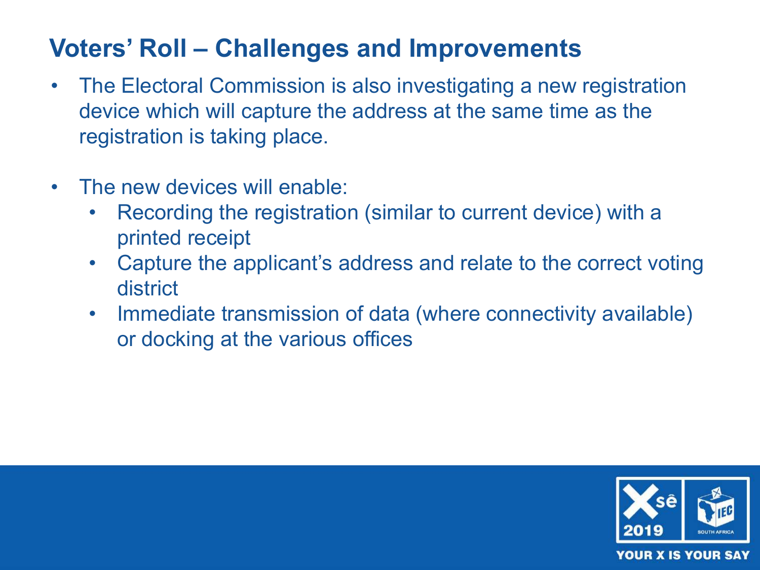## Voters' Roll – Challenges and Improvements

- The Electoral Commission is also investigating a new registration device which will capture the address at the same time as the registration is taking place.

- The new devices will enable:
  - Recording the registration (similar to current device) with a printed receipt
  - Capture the applicant's address and relate to the correct voting district
  - Immediate transmission of data (where connectivity available) or docking at the various offices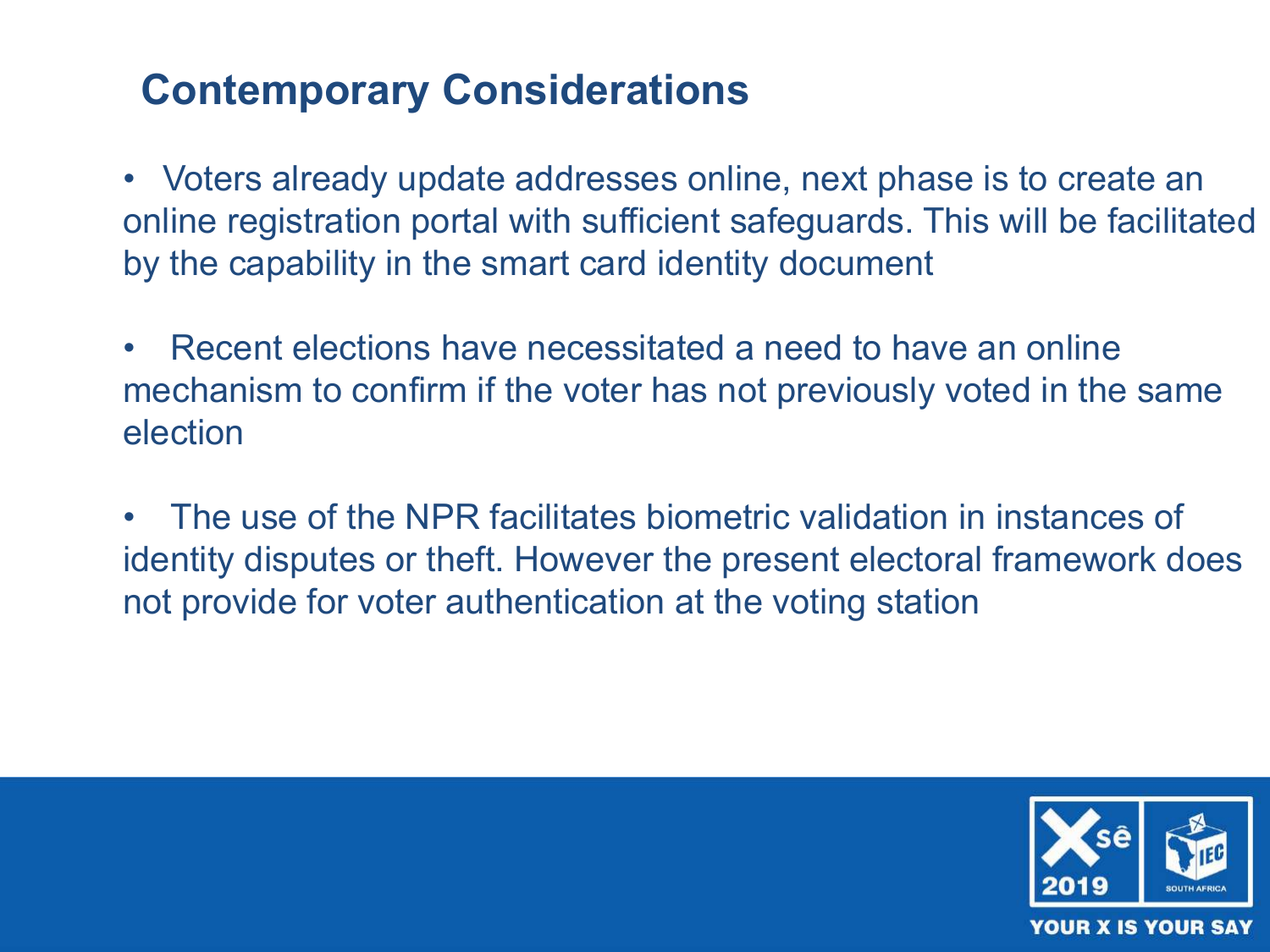## Contemporary Considerations

- Voters already update addresses online, next phase is to create an online registration portal with sufficient safeguards. This will be facilitated by the capability in the smart card identity document

- Recent elections have necessitated a need to have an online mechanism to confirm if the voter has not previously voted in the same election

- The use of the NPR facilitates biometric validation in instances of identity disputes or theft. However the present electoral framework does not provide for voter authentication at the voting station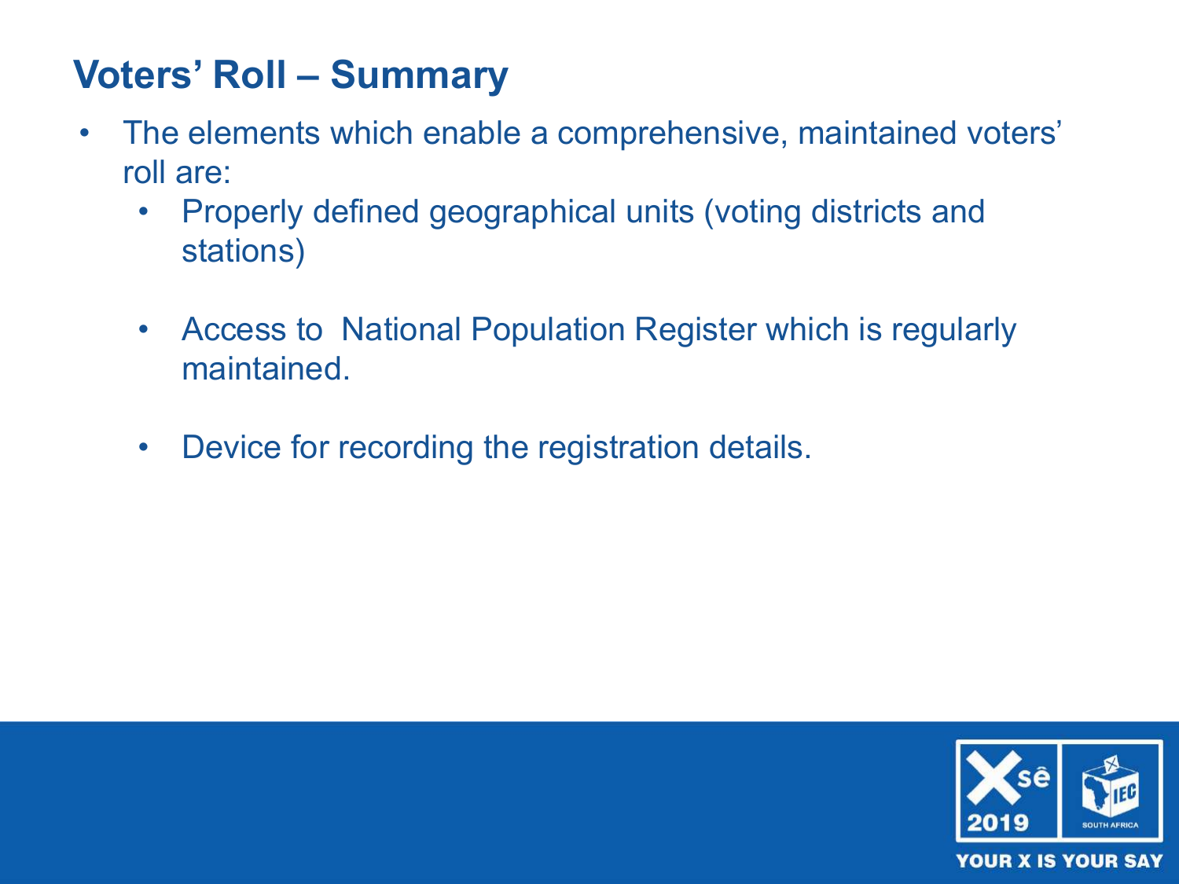## Voters' Roll – Summary

- The elements which enable a comprehensive, maintained voters' roll are:
  - Properly defined geographical units (voting districts and stations)
  - Access to National Population Register which is regularly maintained.
  - Device for recording the registration details.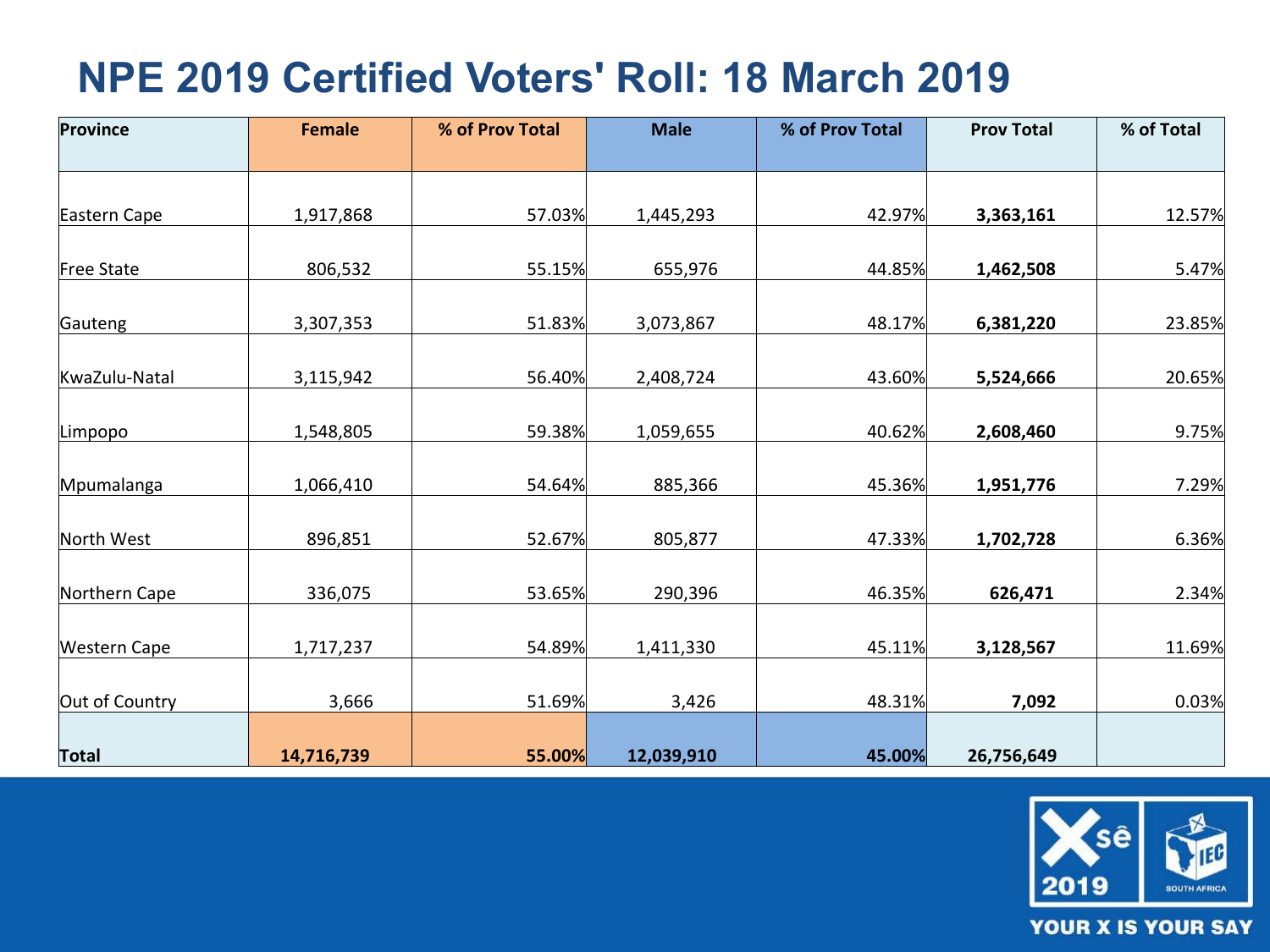# NPE 2019 Certified Voters' Roll: 18 March 2019

| Province | Female | % of Prov Total | Male | % of Prov Total | Prov Total | % of Total |
|---|---|---|---|---|---|---|
| Eastern Cape | 1,917,868 | 57.03% | 1,445,293 | 42.97% | **3,363,161** | 12.57% |
| Free State | 806,532 | 55.15% | 655,976 | 44.85% | **1,462,508** | 5.47% |
| Gauteng | 3,307,353 | 51.83% | 3,073,867 | 48.17% | **6,381,220** | 23.85% |
| KwaZulu-Natal | 3,115,942 | 56.40% | 2,408,724 | 43.60% | **5,524,666** | 20.65% |
| Limpopo | 1,548,805 | 59.38% | 1,059,655 | 40.62% | **2,608,460** | 9.75% |
| Mpumalanga | 1,066,410 | 54.64% | 885,366 | 45.36% | **1,951,776** | 7.29% |
| North West | 896,851 | 52.67% | 805,877 | 47.33% | **1,702,728** | 6.36% |
| Northern Cape | 336,075 | 53.65% | 290,396 | 46.35% | **626,471** | 2.34% |
| Western Cape | 1,717,237 | 54.89% | 1,411,330 | 45.11% | **3,128,567** | 11.69% |
| Out of Country | 3,666 | 51.69% | 3,426 | 48.31% | **7,092** | 0.03% |
| **Total** | **14,716,739** | **55.00%** | **12,039,910** | **45.00%** | **26,756,649** | |

YOUR X IS YOUR SAY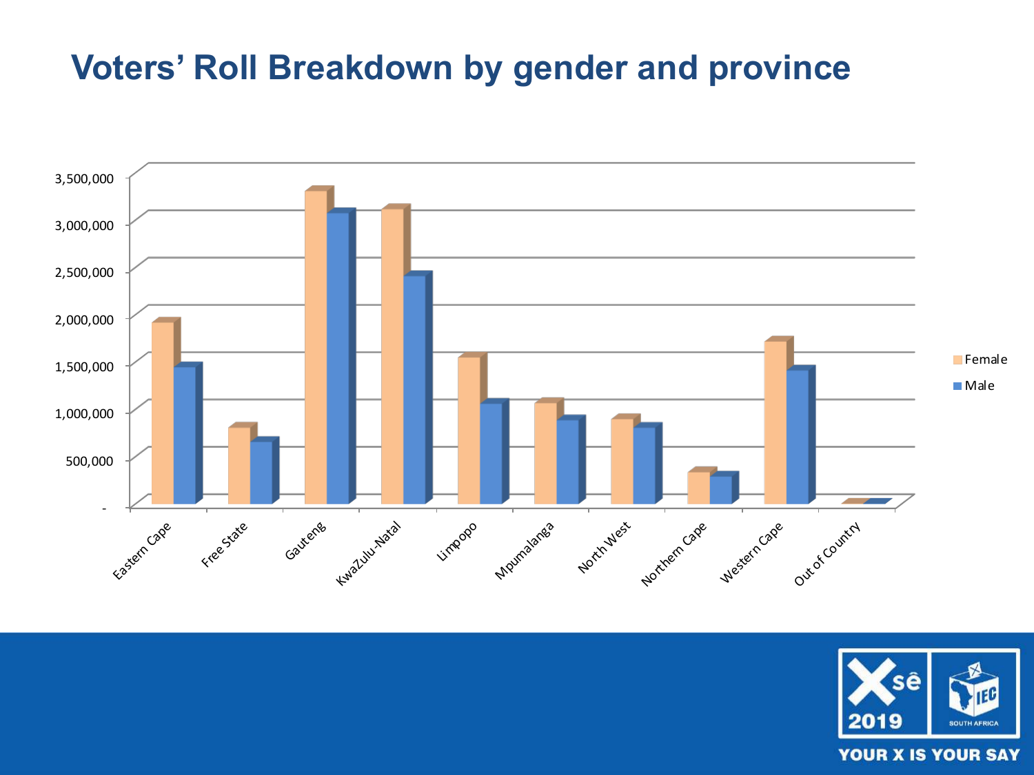# Voters' Roll Breakdown by gender and province

3,500,000
3,000,000
2,500,000
2,000,000
1,500,000
1,000,000
500,000
-

Eastern Cape | Free State | Gauteng | KwaZulu-Natal | Limpopo | Mpumalanga | North West | Northern Cape | Western Cape | Out of Country

Female
Male

YOUR X IS YOUR SAY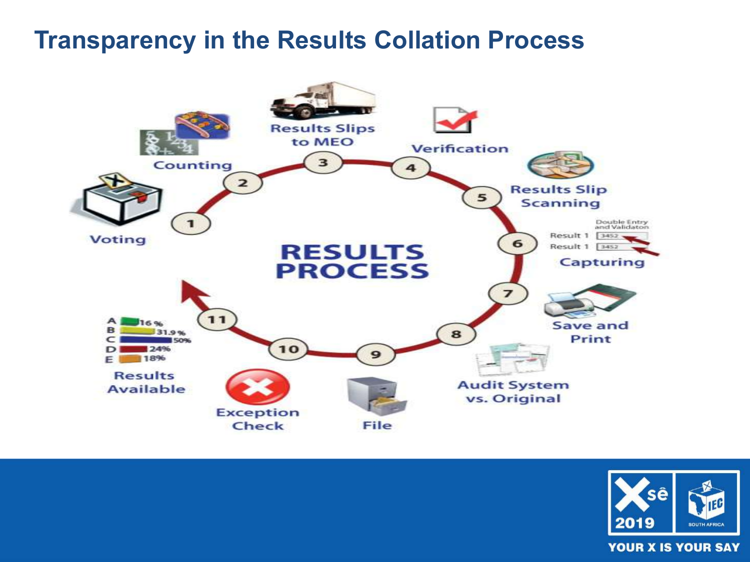# Transparency in the Results Collation Process

**RESULTS PROCESS**

1. Voting
2. Counting
3. Results Slips to MEO
4. Verification
5. Results Slip Scanning
6. Capturing
   - Double Entry and Validaton
   - Result 1: 3452
   - Result 1: 3452
7. Save and Print
8. Audit System vs. Original
9. File
10. Exception Check
11. Results Available
    - A 16%
    - B 31.9%
    - C 50%
    - D 24%
    - E 18%

YOUR X IS YOUR SAY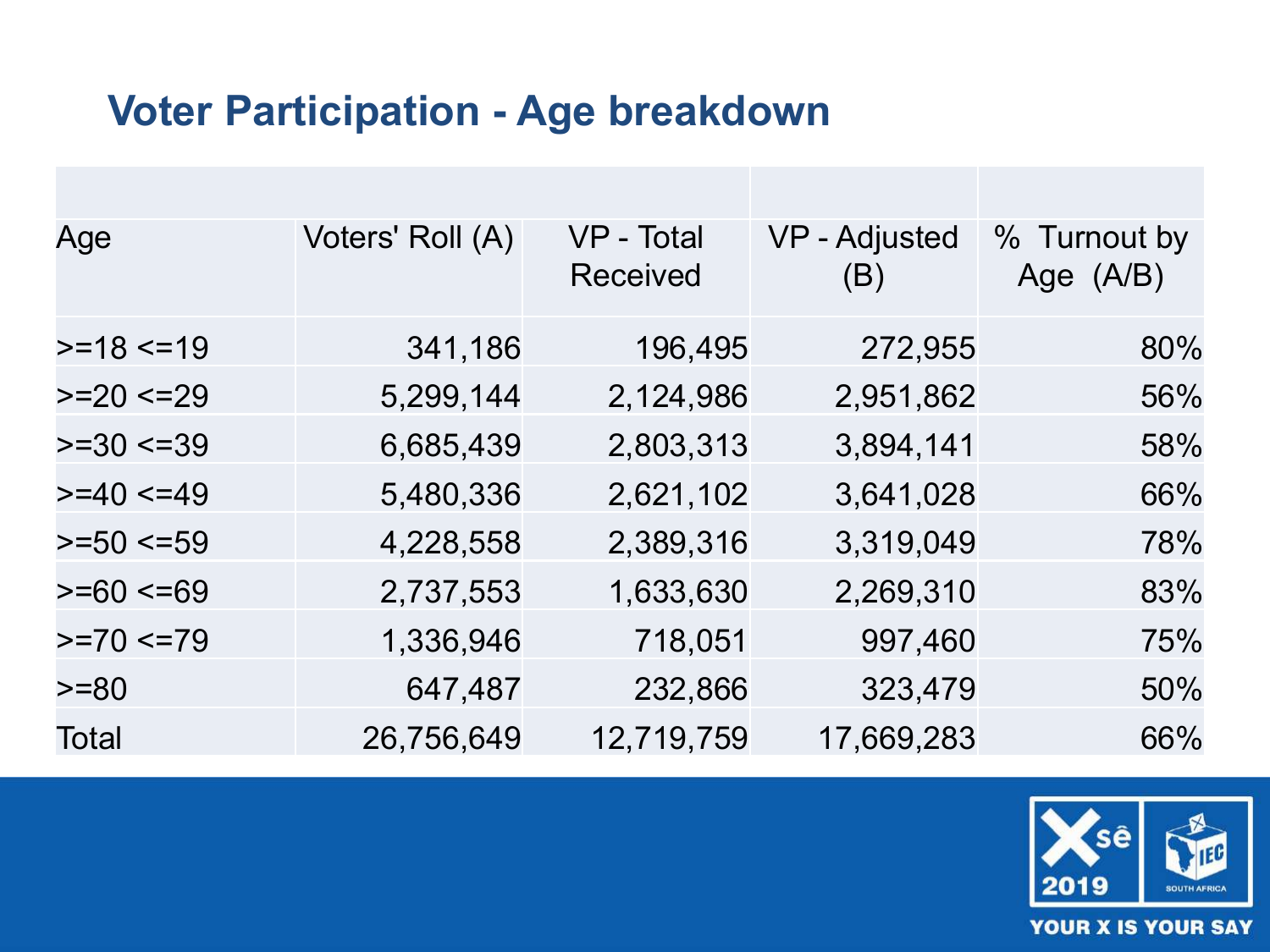## Voter Participation - Age breakdown

| Age | Voters' Roll (A) | VP - Total Received | VP - Adjusted (B) | % Turnout by Age (A/B) |
|---|---|---|---|---|
| >=18 <=19 | 341,186 | 196,495 | 272,955 | 80% |
| >=20 <=29 | 5,299,144 | 2,124,986 | 2,951,862 | 56% |
| >=30 <=39 | 6,685,439 | 2,803,313 | 3,894,141 | 58% |
| >=40 <=49 | 5,480,336 | 2,621,102 | 3,641,028 | 66% |
| >=50 <=59 | 4,228,558 | 2,389,316 | 3,319,049 | 78% |
| >=60 <=69 | 2,737,553 | 1,633,630 | 2,269,310 | 83% |
| >=70 <=79 | 1,336,946 | 718,051 | 997,460 | 75% |
| >=80 | 647,487 | 232,866 | 323,479 | 50% |
| Total | 26,756,649 | 12,719,759 | 17,669,283 | 66% |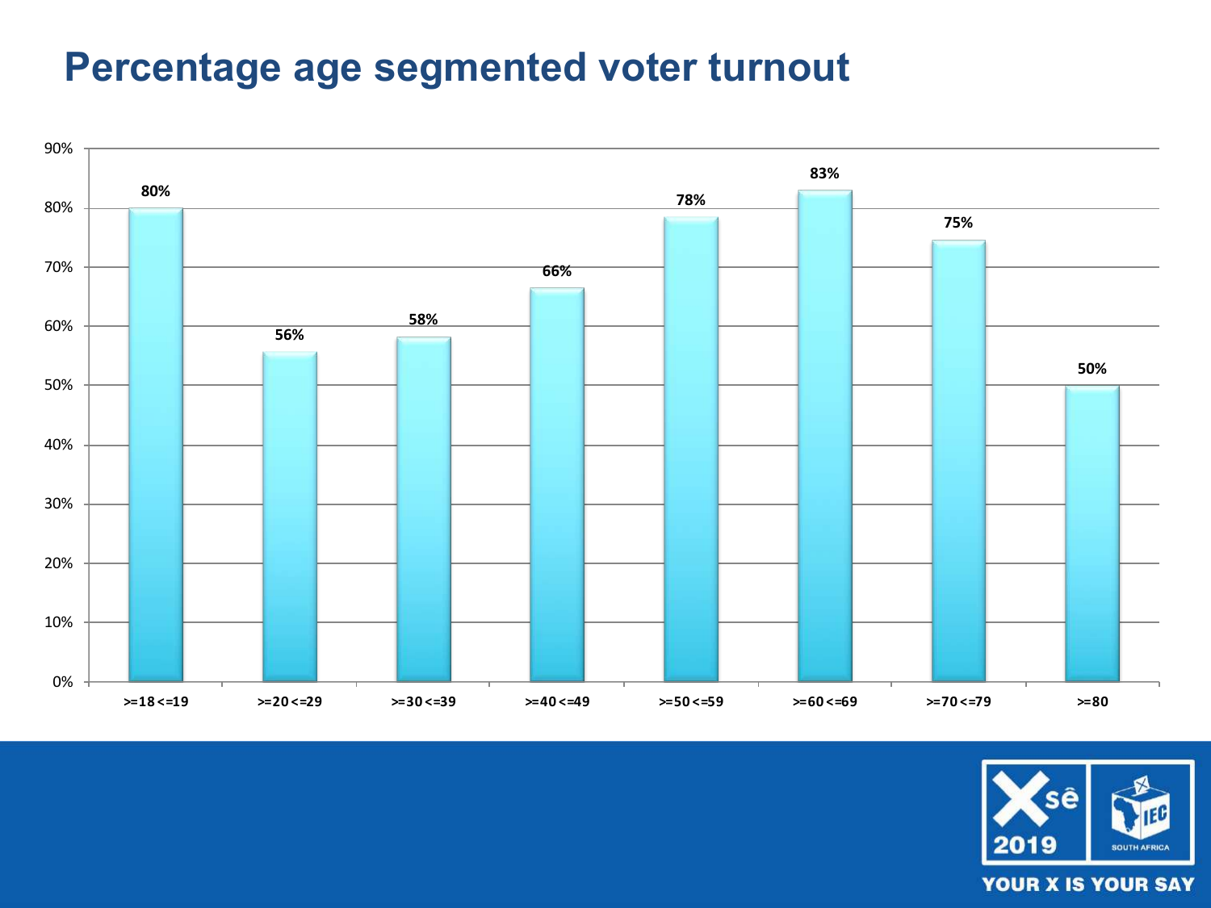# Percentage age segmented voter turnout

| Age group | Voter turnout |
|---|---|
| >=18 <=19 | 80% |
| >=20 <=29 | 56% |
| >=30 <=39 | 58% |
| >=40 <=49 | 66% |
| >=50 <=59 | 78% |
| >=60 <=69 | 83% |
| >=70 <=79 | 75% |
| >=80 | 50% |

Xsê 2019

IEC SOUTH AFRICA

YOUR X IS YOUR SAY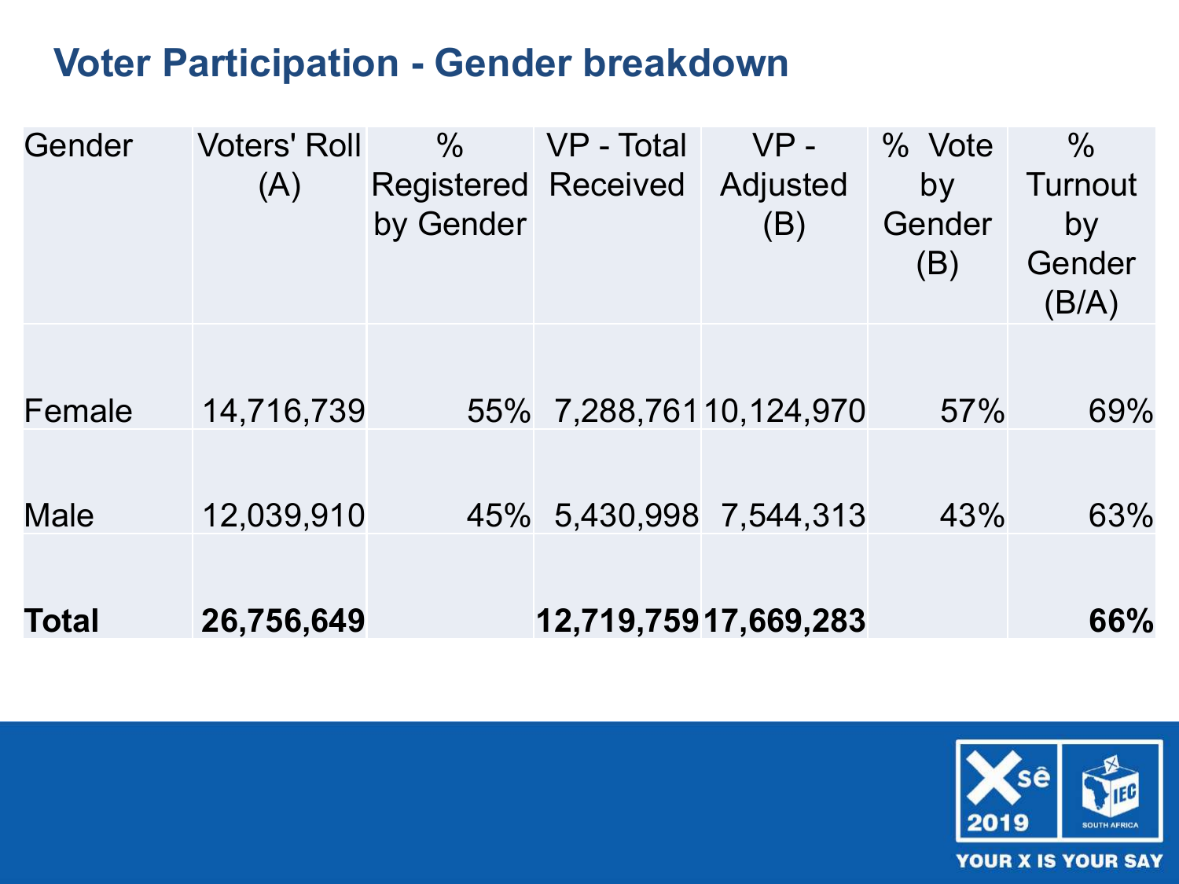## Voter Participation - Gender breakdown

| Gender | Voters' Roll (A) | % Registered by Gender | VP - Total Received | VP - Adjusted (B) | % Vote by Gender (B) | % Turnout by Gender (B/A) |
|---|---|---|---|---|---|---|
| Female | 14,716,739 | 55% | 7,288,761 | 10,124,970 | 57% | 69% |
| Male | 12,039,910 | 45% | 5,430,998 | 7,544,313 | 43% | 63% |
| **Total** | **26,756,649** | | **12,719,759** | **17,669,283** | | **66%** |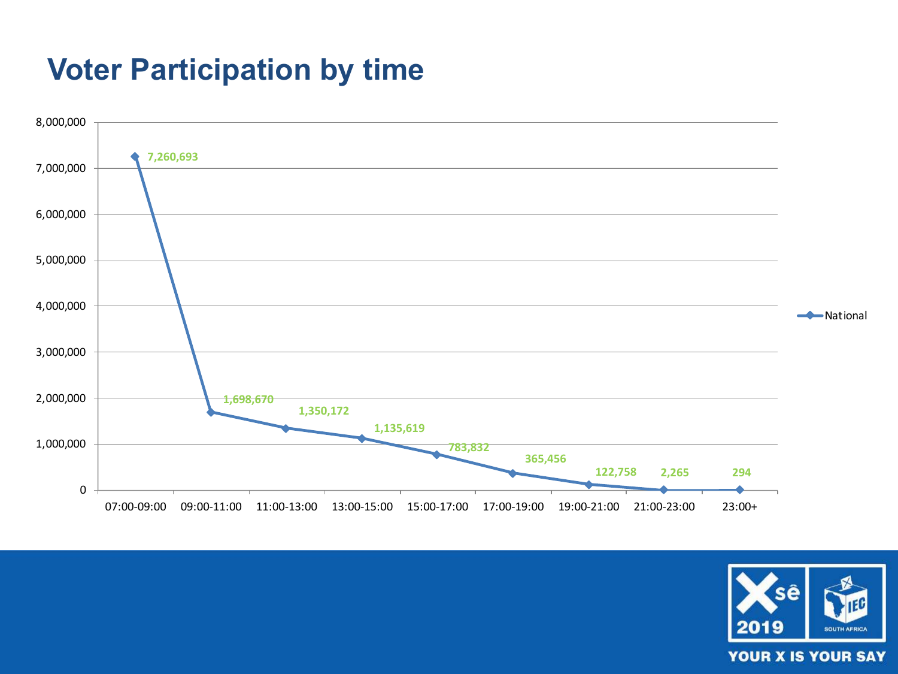# Voter Participation by time

8,000,000
7,000,000
6,000,000
5,000,000
4,000,000
3,000,000
2,000,000
1,000,000
0

7,260,693
1,698,670
1,350,172
1,135,619
783,832
365,456
122,758
2,265
294

07:00-09:00
09:00-11:00
11:00-13:00
13:00-15:00
15:00-17:00
17:00-19:00
19:00-21:00
21:00-23:00
23:00+

National

Xsê 2019

IEC SOUTH AFRICA

YOUR X IS YOUR SAY